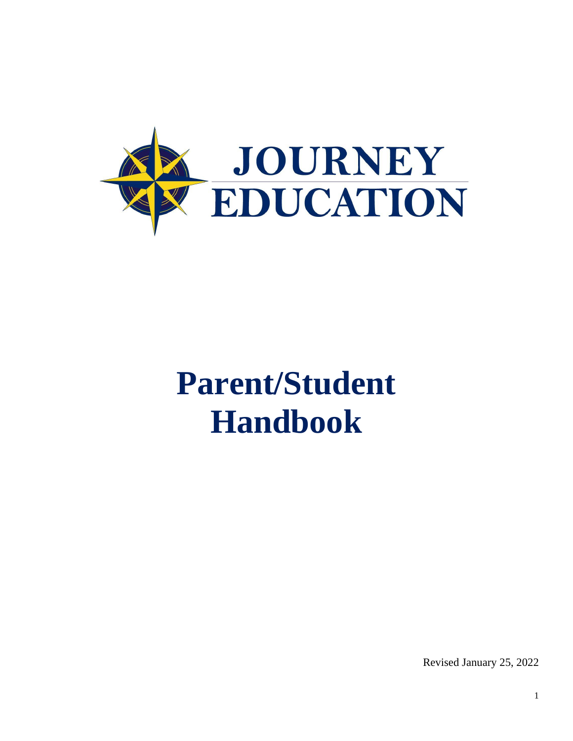JOURNEY EDUCATION

# Parent/Student Handbook

Revised January 25, 2022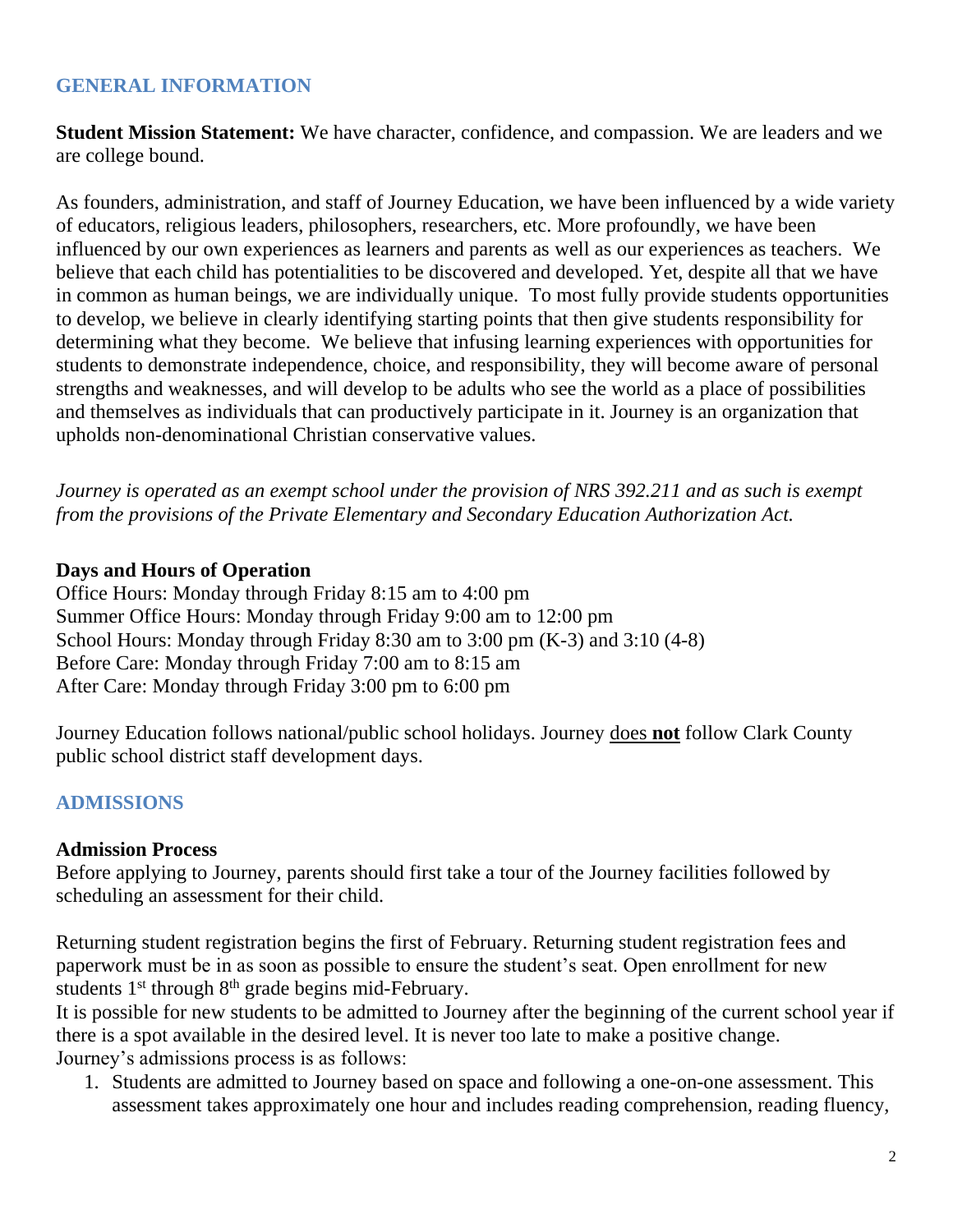## GENERAL INFORMATION

**Student Mission Statement:** We have character, confidence, and compassion. We are leaders and we are college bound.

As founders, administration, and staff of Journey Education, we have been influenced by a wide variety of educators, religious leaders, philosophers, researchers, etc. More profoundly, we have been influenced by our own experiences as learners and parents as well as our experiences as teachers. We believe that each child has potentialities to be discovered and developed. Yet, despite all that we have in common as human beings, we are individually unique. To most fully provide students opportunities to develop, we believe in clearly identifying starting points that then give students responsibility for determining what they become. We believe that infusing learning experiences with opportunities for students to demonstrate independence, choice, and responsibility, they will become aware of personal strengths and weaknesses, and will develop to be adults who see the world as a place of possibilities and themselves as individuals that can productively participate in it. Journey is an organization that upholds non-denominational Christian conservative values.

*Journey is operated as an exempt school under the provision of NRS 392.211 and as such is exempt from the provisions of the Private Elementary and Secondary Education Authorization Act.*

### Days and Hours of Operation

Office Hours: Monday through Friday 8:15 am to 4:00 pm
Summer Office Hours: Monday through Friday 9:00 am to 12:00 pm
School Hours: Monday through Friday 8:30 am to 3:00 pm (K-3) and 3:10 (4-8)
Before Care: Monday through Friday 7:00 am to 8:15 am
After Care: Monday through Friday 3:00 pm to 6:00 pm

Journey Education follows national/public school holidays. Journey does **not** follow Clark County public school district staff development days.

## ADMISSIONS

### Admission Process

Before applying to Journey, parents should first take a tour of the Journey facilities followed by scheduling an assessment for their child.

Returning student registration begins the first of February. Returning student registration fees and paperwork must be in as soon as possible to ensure the student's seat. Open enrollment for new students 1st through 8th grade begins mid-February.

It is possible for new students to be admitted to Journey after the beginning of the current school year if there is a spot available in the desired level. It is never too late to make a positive change.

Journey's admissions process is as follows:

1. Students are admitted to Journey based on space and following a one-on-one assessment. This assessment takes approximately one hour and includes reading comprehension, reading fluency,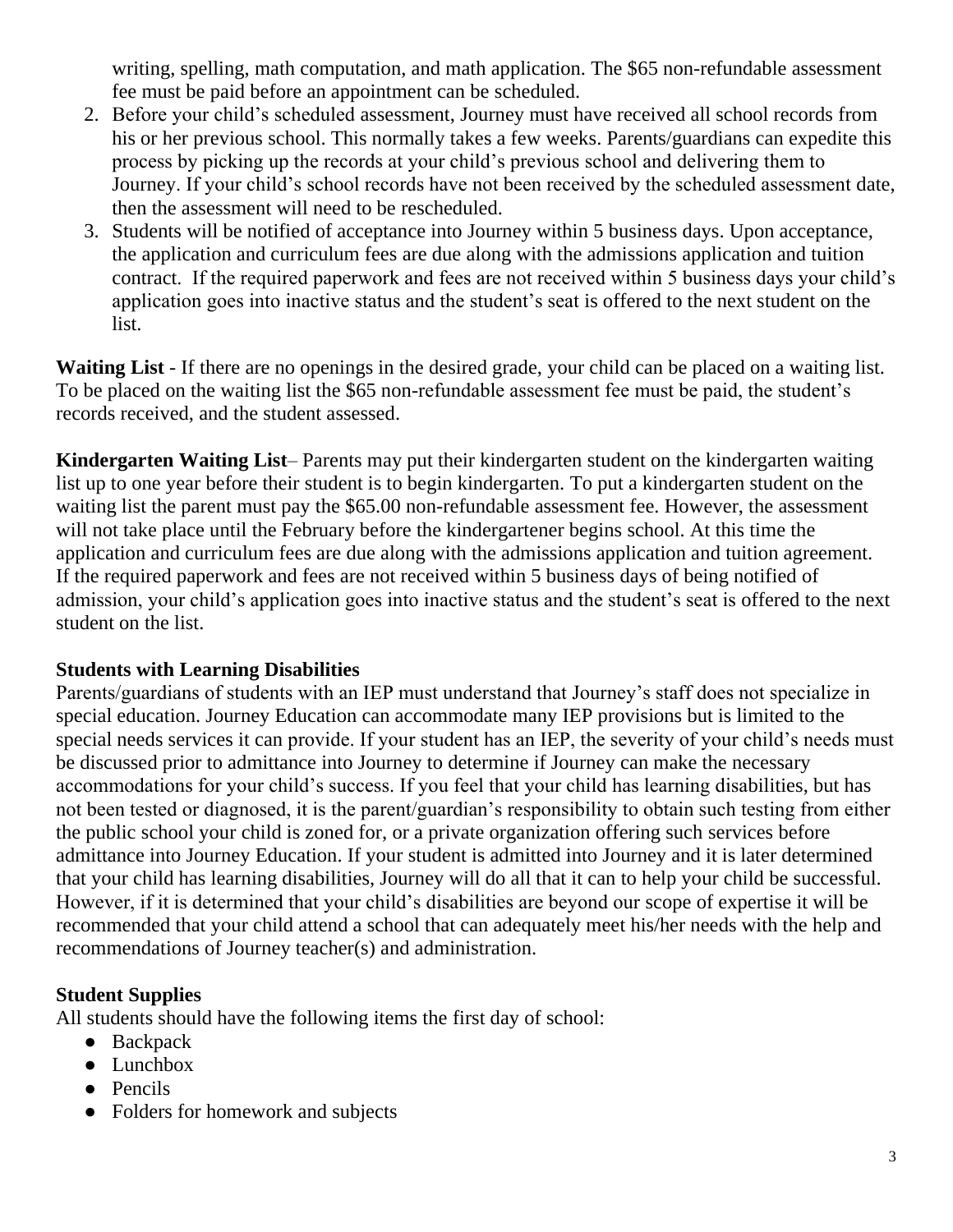writing, spelling, math computation, and math application. The $65 non-refundable assessment fee must be paid before an appointment can be scheduled.

2. Before your child's scheduled assessment, Journey must have received all school records from his or her previous school. This normally takes a few weeks. Parents/guardians can expedite this process by picking up the records at your child's previous school and delivering them to Journey. If your child's school records have not been received by the scheduled assessment date, then the assessment will need to be rescheduled.
3. Students will be notified of acceptance into Journey within 5 business days. Upon acceptance, the application and curriculum fees are due along with the admissions application and tuition contract. If the required paperwork and fees are not received within 5 business days your child's application goes into inactive status and the student's seat is offered to the next student on the list.

**Waiting List** - If there are no openings in the desired grade, your child can be placed on a waiting list. To be placed on the waiting list the $65 non-refundable assessment fee must be paid, the student's records received, and the student assessed.

**Kindergarten Waiting List**– Parents may put their kindergarten student on the kindergarten waiting list up to one year before their student is to begin kindergarten. To put a kindergarten student on the waiting list the parent must pay the $65.00 non-refundable assessment fee. However, the assessment will not take place until the February before the kindergartener begins school. At this time the application and curriculum fees are due along with the admissions application and tuition agreement. If the required paperwork and fees are not received within 5 business days of being notified of admission, your child's application goes into inactive status and the student's seat is offered to the next student on the list.

**Students with Learning Disabilities**

Parents/guardians of students with an IEP must understand that Journey's staff does not specialize in special education. Journey Education can accommodate many IEP provisions but is limited to the special needs services it can provide. If your student has an IEP, the severity of your child's needs must be discussed prior to admittance into Journey to determine if Journey can make the necessary accommodations for your child's success. If you feel that your child has learning disabilities, but has not been tested or diagnosed, it is the parent/guardian's responsibility to obtain such testing from either the public school your child is zoned for, or a private organization offering such services before admittance into Journey Education. If your student is admitted into Journey and it is later determined that your child has learning disabilities, Journey will do all that it can to help your child be successful. However, if it is determined that your child's disabilities are beyond our scope of expertise it will be recommended that your child attend a school that can adequately meet his/her needs with the help and recommendations of Journey teacher(s) and administration.

**Student Supplies**

All students should have the following items the first day of school:

- Backpack
- Lunchbox
- Pencils
- Folders for homework and subjects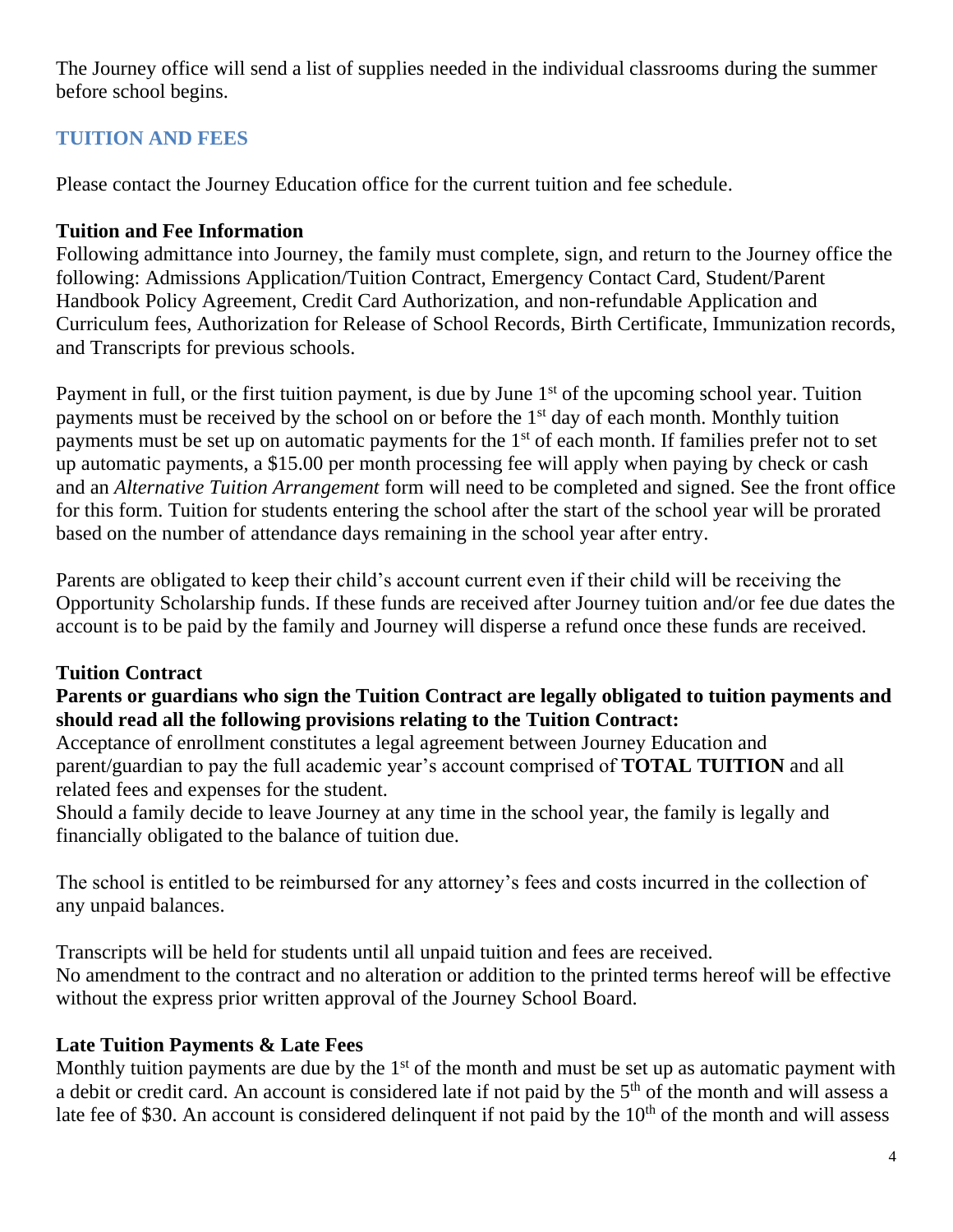The Journey office will send a list of supplies needed in the individual classrooms during the summer before school begins.

## TUITION AND FEES

Please contact the Journey Education office for the current tuition and fee schedule.

**Tuition and Fee Information**

Following admittance into Journey, the family must complete, sign, and return to the Journey office the following: Admissions Application/Tuition Contract, Emergency Contact Card, Student/Parent Handbook Policy Agreement, Credit Card Authorization, and non-refundable Application and Curriculum fees, Authorization for Release of School Records, Birth Certificate, Immunization records, and Transcripts for previous schools.

Payment in full, or the first tuition payment, is due by June 1st of the upcoming school year. Tuition payments must be received by the school on or before the 1st day of each month. Monthly tuition payments must be set up on automatic payments for the 1st of each month. If families prefer not to set up automatic payments, a $15.00 per month processing fee will apply when paying by check or cash and an *Alternative Tuition Arrangement* form will need to be completed and signed. See the front office for this form. Tuition for students entering the school after the start of the school year will be prorated based on the number of attendance days remaining in the school year after entry.

Parents are obligated to keep their child's account current even if their child will be receiving the Opportunity Scholarship funds. If these funds are received after Journey tuition and/or fee due dates the account is to be paid by the family and Journey will disperse a refund once these funds are received.

**Tuition Contract**

**Parents or guardians who sign the Tuition Contract are legally obligated to tuition payments and should read all the following provisions relating to the Tuition Contract:**

Acceptance of enrollment constitutes a legal agreement between Journey Education and parent/guardian to pay the full academic year's account comprised of **TOTAL TUITION** and all related fees and expenses for the student.

Should a family decide to leave Journey at any time in the school year, the family is legally and financially obligated to the balance of tuition due.

The school is entitled to be reimbursed for any attorney's fees and costs incurred in the collection of any unpaid balances.

Transcripts will be held for students until all unpaid tuition and fees are received.

No amendment to the contract and no alteration or addition to the printed terms hereof will be effective without the express prior written approval of the Journey School Board.

**Late Tuition Payments & Late Fees**

Monthly tuition payments are due by the 1st of the month and must be set up as automatic payment with a debit or credit card. An account is considered late if not paid by the 5th of the month and will assess a late fee of $30. An account is considered delinquent if not paid by the 10th of the month and will assess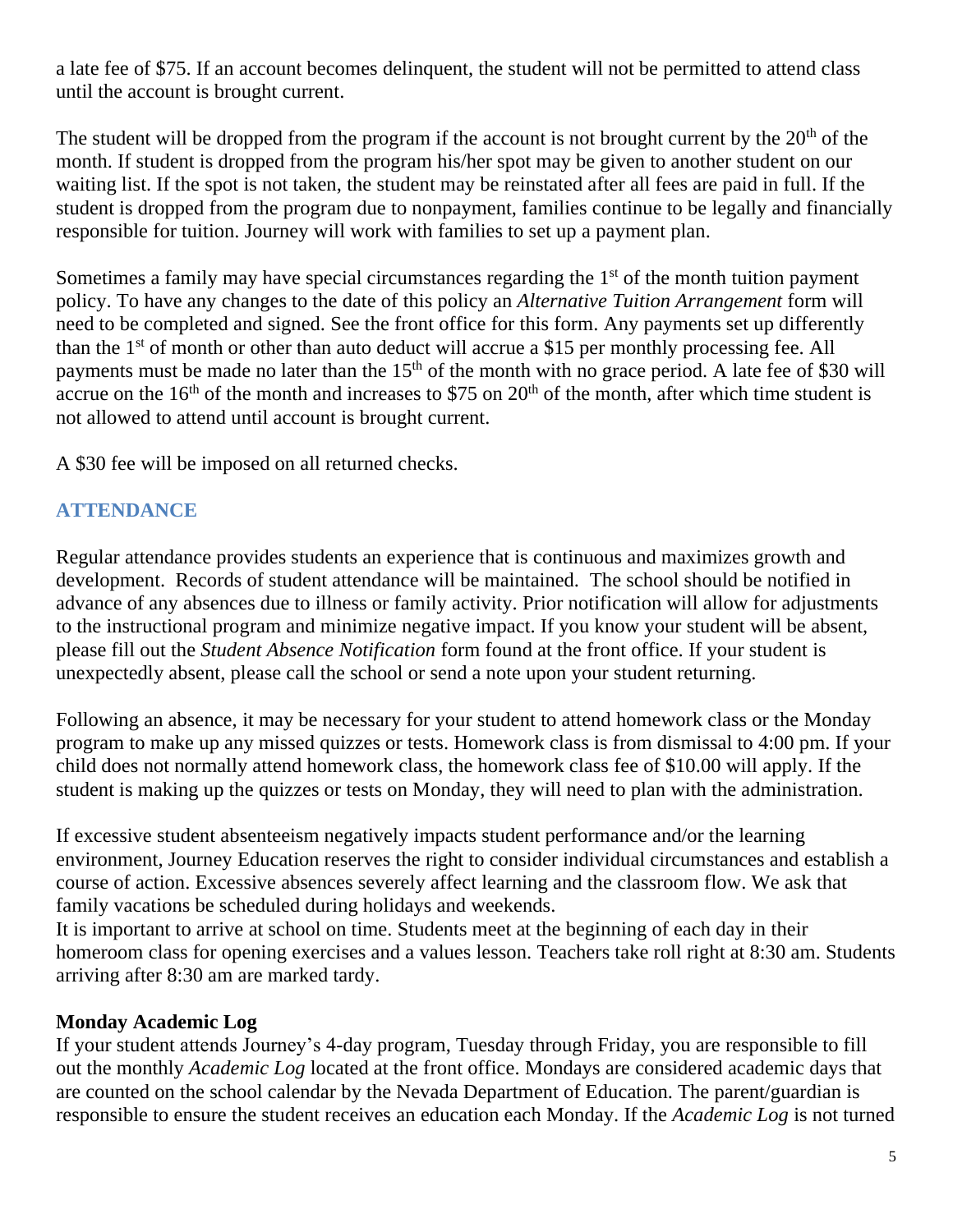a late fee of $75. If an account becomes delinquent, the student will not be permitted to attend class until the account is brought current.

The student will be dropped from the program if the account is not brought current by the 20th of the month. If student is dropped from the program his/her spot may be given to another student on our waiting list. If the spot is not taken, the student may be reinstated after all fees are paid in full. If the student is dropped from the program due to nonpayment, families continue to be legally and financially responsible for tuition. Journey will work with families to set up a payment plan.

Sometimes a family may have special circumstances regarding the 1st of the month tuition payment policy. To have any changes to the date of this policy an *Alternative Tuition Arrangement* form will need to be completed and signed. See the front office for this form. Any payments set up differently than the 1st of month or other than auto deduct will accrue a $15 per monthly processing fee. All payments must be made no later than the 15th of the month with no grace period. A late fee of $30 will accrue on the 16th of the month and increases to $75 on 20th of the month, after which time student is not allowed to attend until account is brought current.

A $30 fee will be imposed on all returned checks.

## ATTENDANCE

Regular attendance provides students an experience that is continuous and maximizes growth and development. Records of student attendance will be maintained. The school should be notified in advance of any absences due to illness or family activity. Prior notification will allow for adjustments to the instructional program and minimize negative impact. If you know your student will be absent, please fill out the *Student Absence Notification* form found at the front office. If your student is unexpectedly absent, please call the school or send a note upon your student returning.

Following an absence, it may be necessary for your student to attend homework class or the Monday program to make up any missed quizzes or tests. Homework class is from dismissal to 4:00 pm. If your child does not normally attend homework class, the homework class fee of $10.00 will apply. If the student is making up the quizzes or tests on Monday, they will need to plan with the administration.

If excessive student absenteeism negatively impacts student performance and/or the learning environment, Journey Education reserves the right to consider individual circumstances and establish a course of action. Excessive absences severely affect learning and the classroom flow. We ask that family vacations be scheduled during holidays and weekends.
It is important to arrive at school on time. Students meet at the beginning of each day in their homeroom class for opening exercises and a values lesson. Teachers take roll right at 8:30 am. Students arriving after 8:30 am are marked tardy.

### Monday Academic Log

If your student attends Journey's 4-day program, Tuesday through Friday, you are responsible to fill out the monthly *Academic Log* located at the front office. Mondays are considered academic days that are counted on the school calendar by the Nevada Department of Education. The parent/guardian is responsible to ensure the student receives an education each Monday. If the *Academic Log* is not turned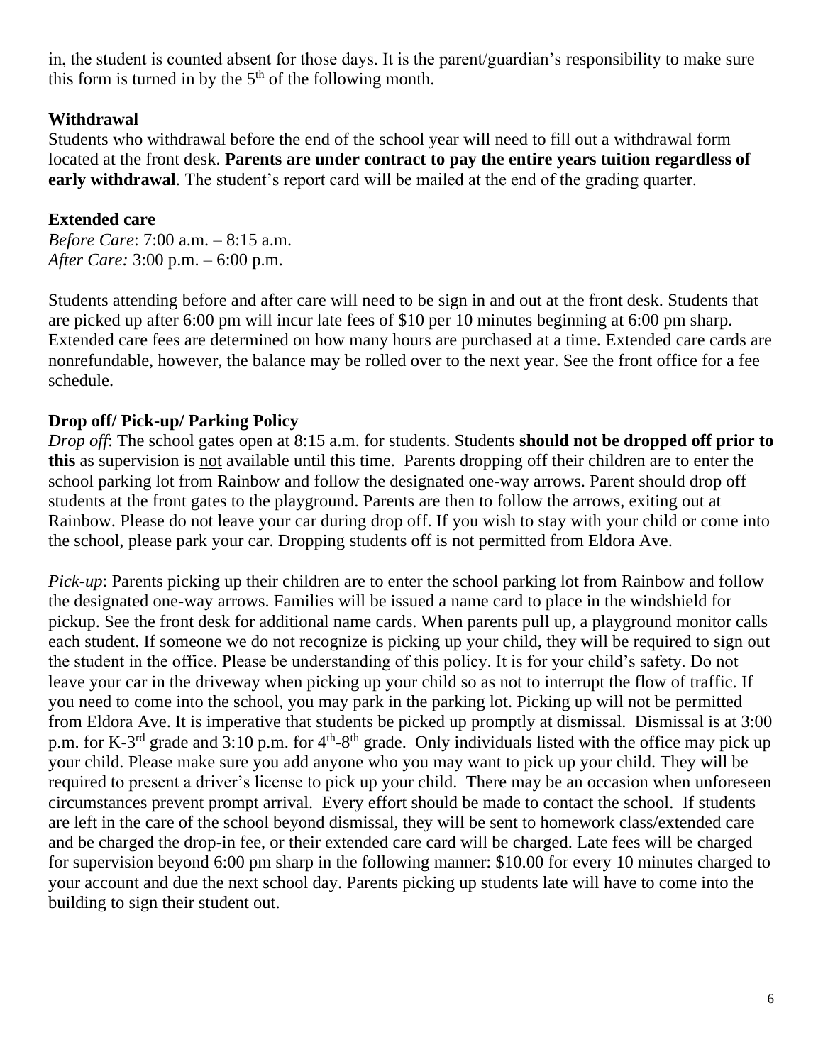in, the student is counted absent for those days. It is the parent/guardian's responsibility to make sure this form is turned in by the 5th of the following month.

**Withdrawal**

Students who withdrawal before the end of the school year will need to fill out a withdrawal form located at the front desk. **Parents are under contract to pay the entire years tuition regardless of early withdrawal**. The student's report card will be mailed at the end of the grading quarter.

**Extended care**

*Before Care*: 7:00 a.m. – 8:15 a.m.
*After Care:* 3:00 p.m. – 6:00 p.m.

Students attending before and after care will need to be sign in and out at the front desk. Students that are picked up after 6:00 pm will incur late fees of $10 per 10 minutes beginning at 6:00 pm sharp. Extended care fees are determined on how many hours are purchased at a time. Extended care cards are nonrefundable, however, the balance may be rolled over to the next year. See the front office for a fee schedule.

**Drop off/ Pick-up/ Parking Policy**

*Drop off*: The school gates open at 8:15 a.m. for students. Students **should not be dropped off prior to this** as supervision is not available until this time. Parents dropping off their children are to enter the school parking lot from Rainbow and follow the designated one-way arrows. Parent should drop off students at the front gates to the playground. Parents are then to follow the arrows, exiting out at Rainbow. Please do not leave your car during drop off. If you wish to stay with your child or come into the school, please park your car. Dropping students off is not permitted from Eldora Ave.

*Pick-up*: Parents picking up their children are to enter the school parking lot from Rainbow and follow the designated one-way arrows. Families will be issued a name card to place in the windshield for pickup. See the front desk for additional name cards. When parents pull up, a playground monitor calls each student. If someone we do not recognize is picking up your child, they will be required to sign out the student in the office. Please be understanding of this policy. It is for your child's safety. Do not leave your car in the driveway when picking up your child so as not to interrupt the flow of traffic. If you need to come into the school, you may park in the parking lot. Picking up will not be permitted from Eldora Ave. It is imperative that students be picked up promptly at dismissal. Dismissal is at 3:00 p.m. for K-3rd grade and 3:10 p.m. for 4th-8th grade. Only individuals listed with the office may pick up your child. Please make sure you add anyone who you may want to pick up your child. They will be required to present a driver's license to pick up your child. There may be an occasion when unforeseen circumstances prevent prompt arrival. Every effort should be made to contact the school. If students are left in the care of the school beyond dismissal, they will be sent to homework class/extended care and be charged the drop-in fee, or their extended care card will be charged. Late fees will be charged for supervision beyond 6:00 pm sharp in the following manner: $10.00 for every 10 minutes charged to your account and due the next school day. Parents picking up students late will have to come into the building to sign their student out.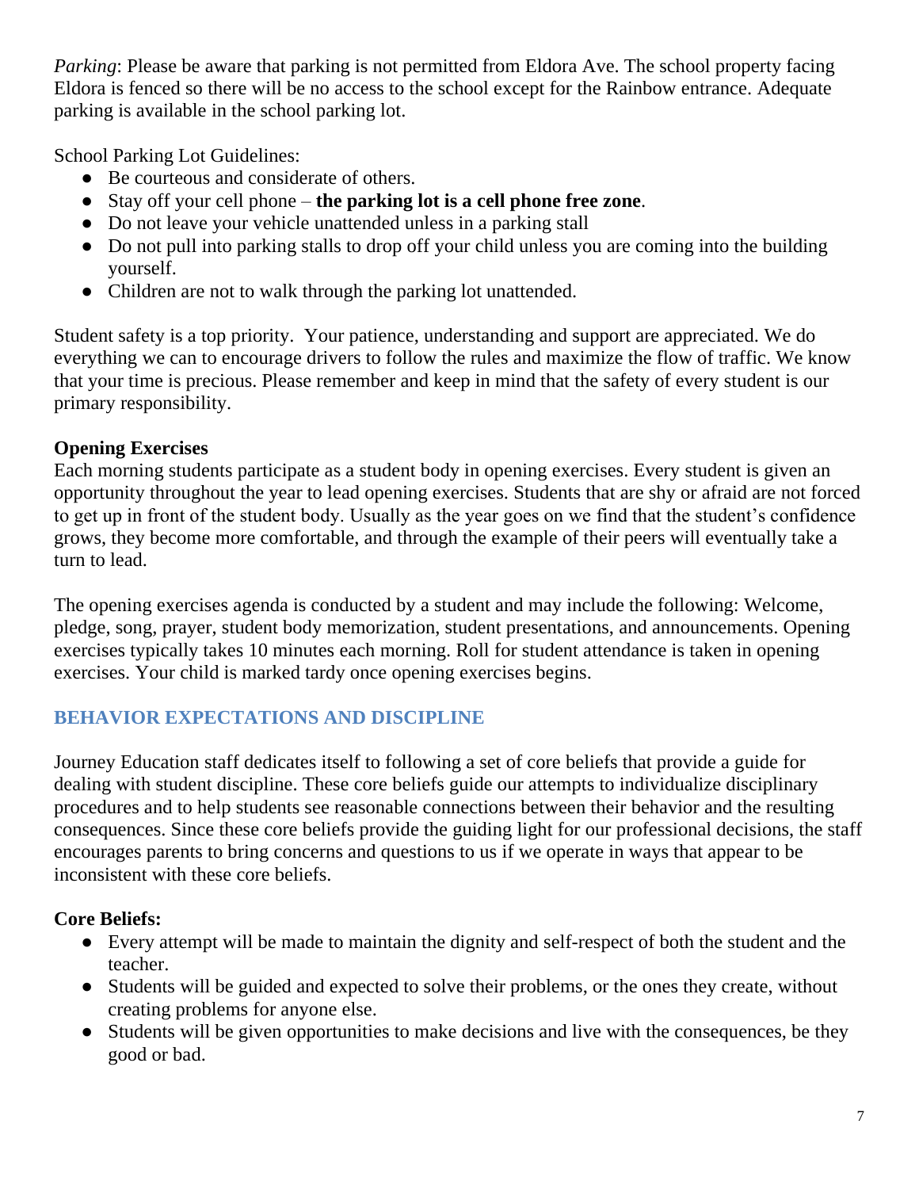*Parking*: Please be aware that parking is not permitted from Eldora Ave. The school property facing Eldora is fenced so there will be no access to the school except for the Rainbow entrance. Adequate parking is available in the school parking lot.

School Parking Lot Guidelines:

- Be courteous and considerate of others.
- Stay off your cell phone – **the parking lot is a cell phone free zone**.
- Do not leave your vehicle unattended unless in a parking stall
- Do not pull into parking stalls to drop off your child unless you are coming into the building yourself.
- Children are not to walk through the parking lot unattended.

Student safety is a top priority. Your patience, understanding and support are appreciated. We do everything we can to encourage drivers to follow the rules and maximize the flow of traffic. We know that your time is precious. Please remember and keep in mind that the safety of every student is our primary responsibility.

**Opening Exercises**

Each morning students participate as a student body in opening exercises. Every student is given an opportunity throughout the year to lead opening exercises. Students that are shy or afraid are not forced to get up in front of the student body. Usually as the year goes on we find that the student's confidence grows, they become more comfortable, and through the example of their peers will eventually take a turn to lead.

The opening exercises agenda is conducted by a student and may include the following: Welcome, pledge, song, prayer, student body memorization, student presentations, and announcements. Opening exercises typically takes 10 minutes each morning. Roll for student attendance is taken in opening exercises. Your child is marked tardy once opening exercises begins.

## BEHAVIOR EXPECTATIONS AND DISCIPLINE

Journey Education staff dedicates itself to following a set of core beliefs that provide a guide for dealing with student discipline. These core beliefs guide our attempts to individualize disciplinary procedures and to help students see reasonable connections between their behavior and the resulting consequences. Since these core beliefs provide the guiding light for our professional decisions, the staff encourages parents to bring concerns and questions to us if we operate in ways that appear to be inconsistent with these core beliefs.

**Core Beliefs:**

- Every attempt will be made to maintain the dignity and self-respect of both the student and the teacher.
- Students will be guided and expected to solve their problems, or the ones they create, without creating problems for anyone else.
- Students will be given opportunities to make decisions and live with the consequences, be they good or bad.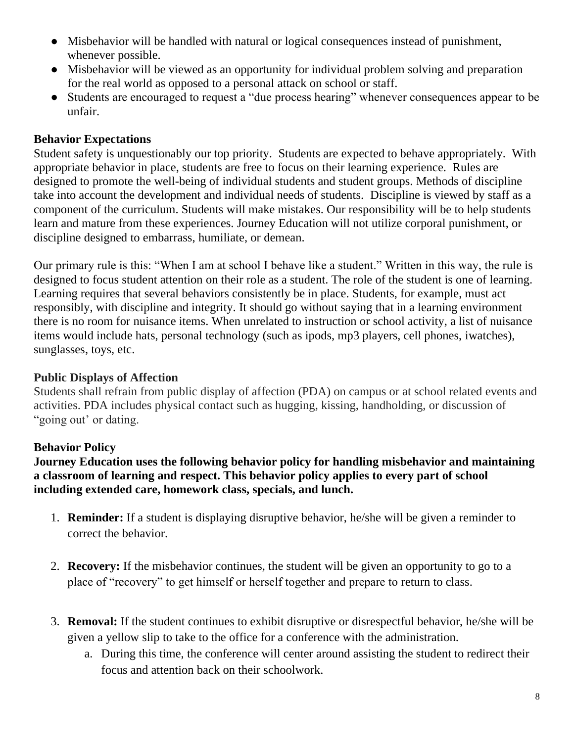- Misbehavior will be handled with natural or logical consequences instead of punishment, whenever possible.
- Misbehavior will be viewed as an opportunity for individual problem solving and preparation for the real world as opposed to a personal attack on school or staff.
- Students are encouraged to request a "due process hearing" whenever consequences appear to be unfair.

**Behavior Expectations**

Student safety is unquestionably our top priority. Students are expected to behave appropriately. With appropriate behavior in place, students are free to focus on their learning experience. Rules are designed to promote the well-being of individual students and student groups. Methods of discipline take into account the development and individual needs of students. Discipline is viewed by staff as a component of the curriculum. Students will make mistakes. Our responsibility will be to help students learn and mature from these experiences. Journey Education will not utilize corporal punishment, or discipline designed to embarrass, humiliate, or demean.

Our primary rule is this: "When I am at school I behave like a student." Written in this way, the rule is designed to focus student attention on their role as a student. The role of the student is one of learning. Learning requires that several behaviors consistently be in place. Students, for example, must act responsibly, with discipline and integrity. It should go without saying that in a learning environment there is no room for nuisance items. When unrelated to instruction or school activity, a list of nuisance items would include hats, personal technology (such as ipods, mp3 players, cell phones, iwatches), sunglasses, toys, etc.

**Public Displays of Affection**

Students shall refrain from public display of affection (PDA) on campus or at school related events and activities. PDA includes physical contact such as hugging, kissing, handholding, or discussion of "going out' or dating.

**Behavior Policy**

**Journey Education uses the following behavior policy for handling misbehavior and maintaining a classroom of learning and respect. This behavior policy applies to every part of school including extended care, homework class, specials, and lunch.**

1. **Reminder:** If a student is displaying disruptive behavior, he/she will be given a reminder to correct the behavior.
2. **Recovery:** If the misbehavior continues, the student will be given an opportunity to go to a place of "recovery" to get himself or herself together and prepare to return to class.
3. **Removal:** If the student continues to exhibit disruptive or disrespectful behavior, he/she will be given a yellow slip to take to the office for a conference with the administration.
   a. During this time, the conference will center around assisting the student to redirect their focus and attention back on their schoolwork.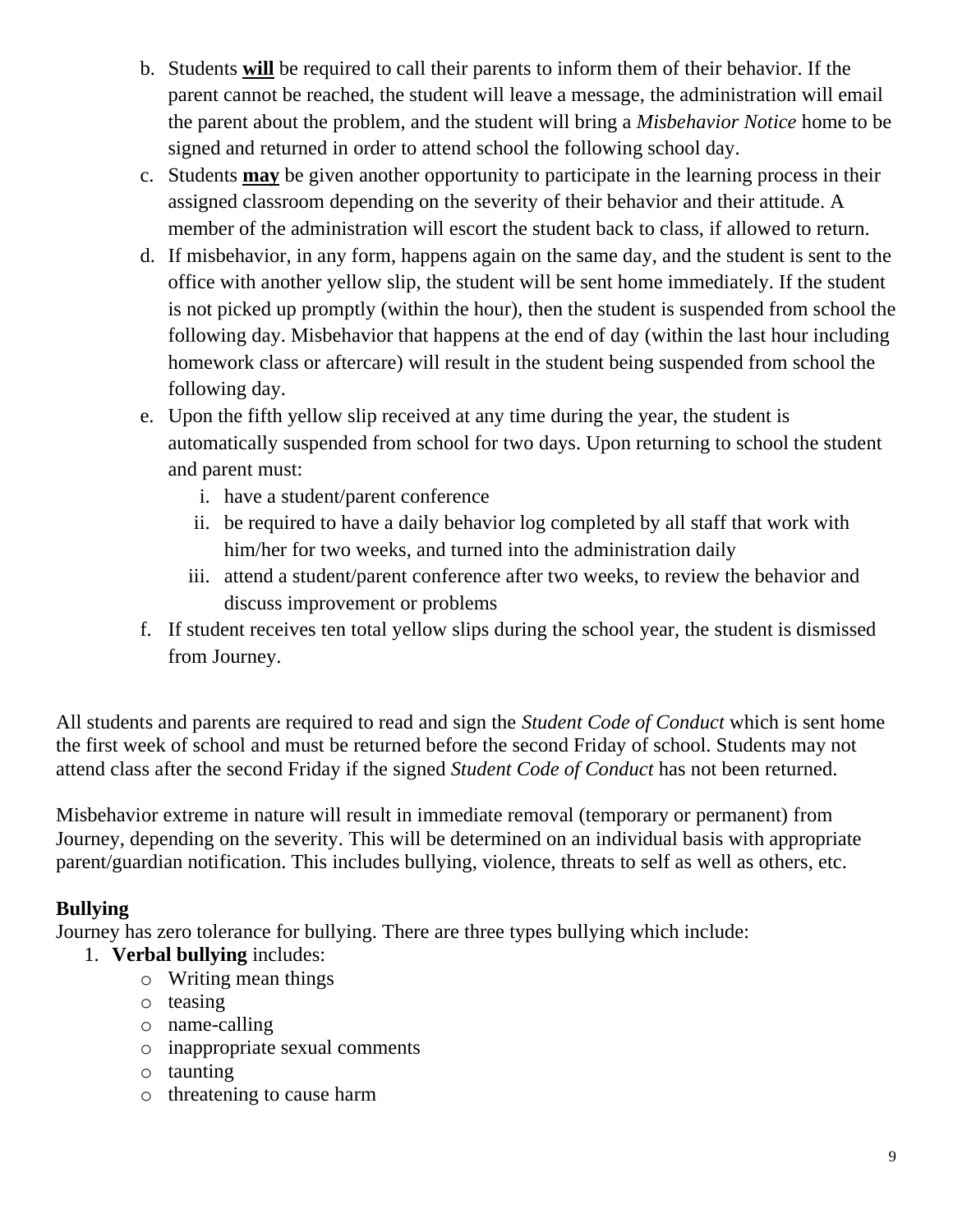b. Students <u>**will**</u> be required to call their parents to inform them of their behavior. If the parent cannot be reached, the student will leave a message, the administration will email the parent about the problem, and the student will bring a *Misbehavior Notice* home to be signed and returned in order to attend school the following school day.

c. Students <u>**may**</u> be given another opportunity to participate in the learning process in their assigned classroom depending on the severity of their behavior and their attitude. A member of the administration will escort the student back to class, if allowed to return.

d. If misbehavior, in any form, happens again on the same day, and the student is sent to the office with another yellow slip, the student will be sent home immediately. If the student is not picked up promptly (within the hour), then the student is suspended from school the following day. Misbehavior that happens at the end of day (within the last hour including homework class or aftercare) will result in the student being suspended from school the following day.

e. Upon the fifth yellow slip received at any time during the year, the student is automatically suspended from school for two days. Upon returning to school the student and parent must:
   i. have a student/parent conference
   ii. be required to have a daily behavior log completed by all staff that work with him/her for two weeks, and turned into the administration daily
   iii. attend a student/parent conference after two weeks, to review the behavior and discuss improvement or problems

f. If student receives ten total yellow slips during the school year, the student is dismissed from Journey.

All students and parents are required to read and sign the *Student Code of Conduct* which is sent home the first week of school and must be returned before the second Friday of school. Students may not attend class after the second Friday if the signed *Student Code of Conduct* has not been returned.

Misbehavior extreme in nature will result in immediate removal (temporary or permanent) from Journey, depending on the severity. This will be determined on an individual basis with appropriate parent/guardian notification. This includes bullying, violence, threats to self as well as others, etc.

**Bullying**

Journey has zero tolerance for bullying. There are three types bullying which include:

1. **Verbal bullying** includes:
   - Writing mean things
   - teasing
   - name-calling
   - inappropriate sexual comments
   - taunting
   - threatening to cause harm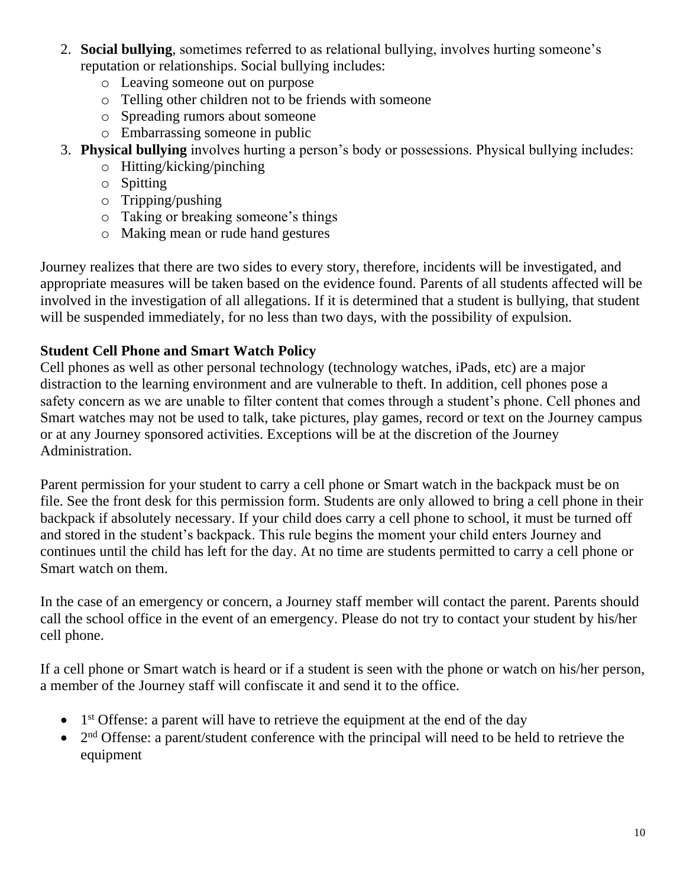2. **Social bullying**, sometimes referred to as relational bullying, involves hurting someone's reputation or relationships. Social bullying includes:
   - Leaving someone out on purpose
   - Telling other children not to be friends with someone
   - Spreading rumors about someone
   - Embarrassing someone in public
3. **Physical bullying** involves hurting a person's body or possessions. Physical bullying includes:
   - Hitting/kicking/pinching
   - Spitting
   - Tripping/pushing
   - Taking or breaking someone's things
   - Making mean or rude hand gestures

Journey realizes that there are two sides to every story, therefore, incidents will be investigated, and appropriate measures will be taken based on the evidence found. Parents of all students affected will be involved in the investigation of all allegations. If it is determined that a student is bullying, that student will be suspended immediately, for no less than two days, with the possibility of expulsion.

**Student Cell Phone and Smart Watch Policy**

Cell phones as well as other personal technology (technology watches, iPads, etc) are a major distraction to the learning environment and are vulnerable to theft. In addition, cell phones pose a safety concern as we are unable to filter content that comes through a student's phone. Cell phones and Smart watches may not be used to talk, take pictures, play games, record or text on the Journey campus or at any Journey sponsored activities. Exceptions will be at the discretion of the Journey Administration.

Parent permission for your student to carry a cell phone or Smart watch in the backpack must be on file. See the front desk for this permission form. Students are only allowed to bring a cell phone in their backpack if absolutely necessary. If your child does carry a cell phone to school, it must be turned off and stored in the student's backpack. This rule begins the moment your child enters Journey and continues until the child has left for the day. At no time are students permitted to carry a cell phone or Smart watch on them.

In the case of an emergency or concern, a Journey staff member will contact the parent. Parents should call the school office in the event of an emergency. Please do not try to contact your student by his/her cell phone.

If a cell phone or Smart watch is heard or if a student is seen with the phone or watch on his/her person, a member of the Journey staff will confiscate it and send it to the office.

- 1st Offense: a parent will have to retrieve the equipment at the end of the day
- 2nd Offense: a parent/student conference with the principal will need to be held to retrieve the equipment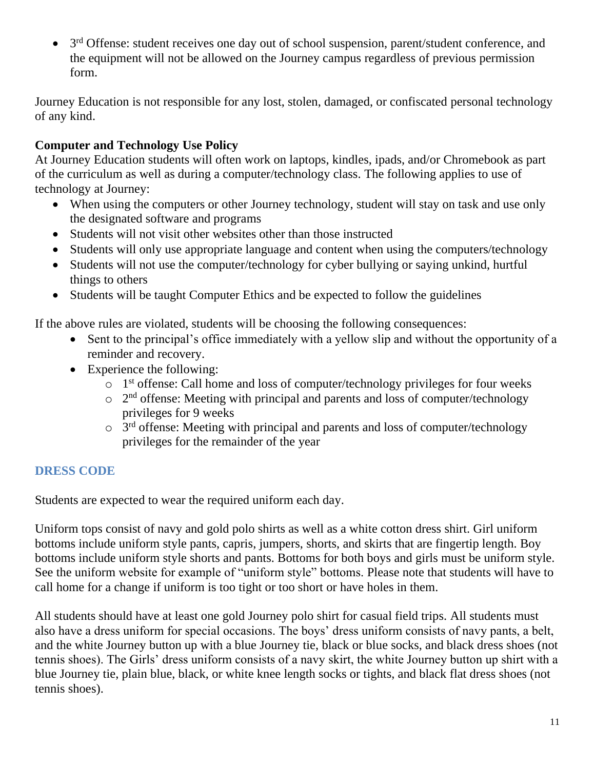- 3rd Offense: student receives one day out of school suspension, parent/student conference, and the equipment will not be allowed on the Journey campus regardless of previous permission form.

Journey Education is not responsible for any lost, stolen, damaged, or confiscated personal technology of any kind.

**Computer and Technology Use Policy**

At Journey Education students will often work on laptops, kindles, ipads, and/or Chromebook as part of the curriculum as well as during a computer/technology class. The following applies to use of technology at Journey:

- When using the computers or other Journey technology, student will stay on task and use only the designated software and programs
- Students will not visit other websites other than those instructed
- Students will only use appropriate language and content when using the computers/technology
- Students will not use the computer/technology for cyber bullying or saying unkind, hurtful things to others
- Students will be taught Computer Ethics and be expected to follow the guidelines

If the above rules are violated, students will be choosing the following consequences:

- Sent to the principal's office immediately with a yellow slip and without the opportunity of a reminder and recovery.
- Experience the following:
  - 1st offense: Call home and loss of computer/technology privileges for four weeks
  - 2nd offense: Meeting with principal and parents and loss of computer/technology privileges for 9 weeks
  - 3rd offense: Meeting with principal and parents and loss of computer/technology privileges for the remainder of the year

## DRESS CODE

Students are expected to wear the required uniform each day.

Uniform tops consist of navy and gold polo shirts as well as a white cotton dress shirt. Girl uniform bottoms include uniform style pants, capris, jumpers, shorts, and skirts that are fingertip length. Boy bottoms include uniform style shorts and pants. Bottoms for both boys and girls must be uniform style. See the uniform website for example of "uniform style" bottoms. Please note that students will have to call home for a change if uniform is too tight or too short or have holes in them.

All students should have at least one gold Journey polo shirt for casual field trips. All students must also have a dress uniform for special occasions. The boys' dress uniform consists of navy pants, a belt, and the white Journey button up with a blue Journey tie, black or blue socks, and black dress shoes (not tennis shoes). The Girls' dress uniform consists of a navy skirt, the white Journey button up shirt with a blue Journey tie, plain blue, black, or white knee length socks or tights, and black flat dress shoes (not tennis shoes).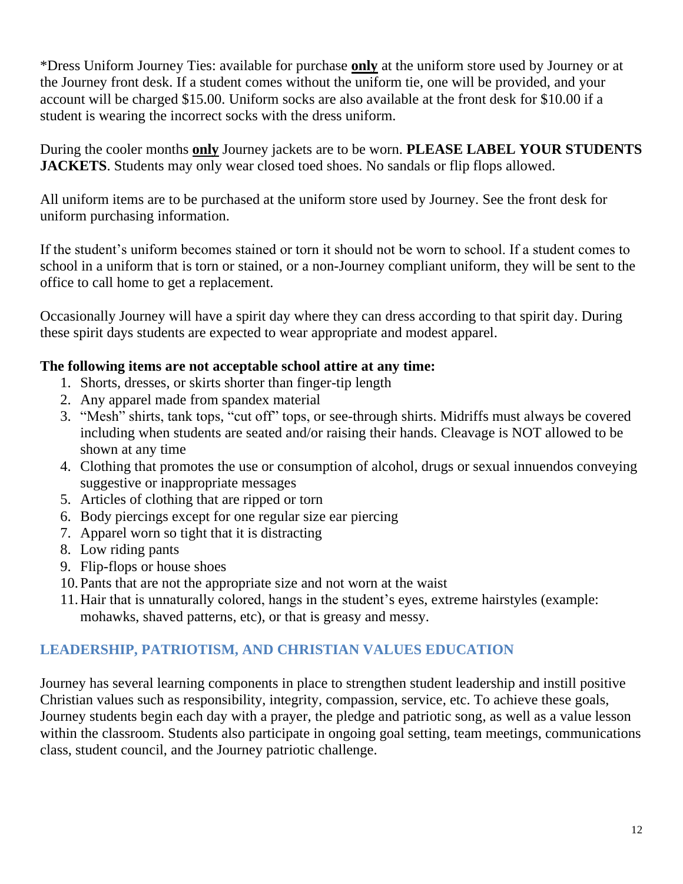*Dress Uniform Journey Ties: available for purchase **only** at the uniform store used by Journey or at the Journey front desk. If a student comes without the uniform tie, one will be provided, and your account will be charged $15.00. Uniform socks are also available at the front desk for $10.00 if a student is wearing the incorrect socks with the dress uniform.

During the cooler months **only** Journey jackets are to be worn. **PLEASE LABEL YOUR STUDENTS JACKETS**. Students may only wear closed toed shoes. No sandals or flip flops allowed.

All uniform items are to be purchased at the uniform store used by Journey. See the front desk for uniform purchasing information.

If the student's uniform becomes stained or torn it should not be worn to school. If a student comes to school in a uniform that is torn or stained, or a non-Journey compliant uniform, they will be sent to the office to call home to get a replacement.

Occasionally Journey will have a spirit day where they can dress according to that spirit day. During these spirit days students are expected to wear appropriate and modest apparel.

**The following items are not acceptable school attire at any time:**

1. Shorts, dresses, or skirts shorter than finger-tip length
2. Any apparel made from spandex material
3. "Mesh" shirts, tank tops, "cut off" tops, or see-through shirts. Midriffs must always be covered including when students are seated and/or raising their hands. Cleavage is NOT allowed to be shown at any time
4. Clothing that promotes the use or consumption of alcohol, drugs or sexual innuendos conveying suggestive or inappropriate messages
5. Articles of clothing that are ripped or torn
6. Body piercings except for one regular size ear piercing
7. Apparel worn so tight that it is distracting
8. Low riding pants
9. Flip-flops or house shoes
10. Pants that are not the appropriate size and not worn at the waist
11. Hair that is unnaturally colored, hangs in the student's eyes, extreme hairstyles (example: mohawks, shaved patterns, etc), or that is greasy and messy.

## LEADERSHIP, PATRIOTISM, AND CHRISTIAN VALUES EDUCATION

Journey has several learning components in place to strengthen student leadership and instill positive Christian values such as responsibility, integrity, compassion, service, etc. To achieve these goals, Journey students begin each day with a prayer, the pledge and patriotic song, as well as a value lesson within the classroom. Students also participate in ongoing goal setting, team meetings, communications class, student council, and the Journey patriotic challenge.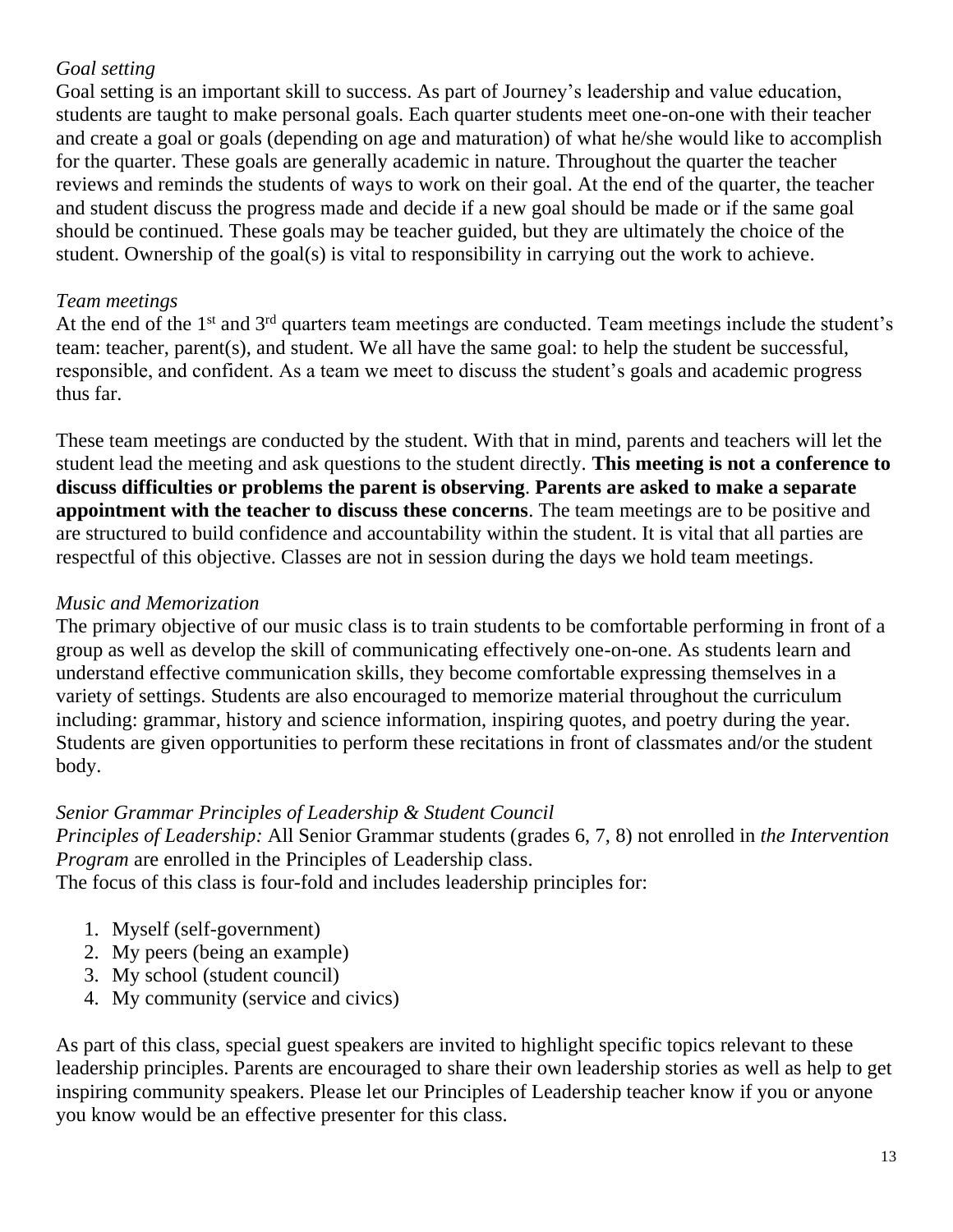*Goal setting*

Goal setting is an important skill to success. As part of Journey's leadership and value education, students are taught to make personal goals. Each quarter students meet one-on-one with their teacher and create a goal or goals (depending on age and maturation) of what he/she would like to accomplish for the quarter. These goals are generally academic in nature. Throughout the quarter the teacher reviews and reminds the students of ways to work on their goal. At the end of the quarter, the teacher and student discuss the progress made and decide if a new goal should be made or if the same goal should be continued. These goals may be teacher guided, but they are ultimately the choice of the student. Ownership of the goal(s) is vital to responsibility in carrying out the work to achieve.

*Team meetings*

At the end of the 1st and 3rd quarters team meetings are conducted. Team meetings include the student's team: teacher, parent(s), and student. We all have the same goal: to help the student be successful, responsible, and confident. As a team we meet to discuss the student's goals and academic progress thus far.

These team meetings are conducted by the student. With that in mind, parents and teachers will let the student lead the meeting and ask questions to the student directly. **This meeting is not a conference to discuss difficulties or problems the parent is observing**. **Parents are asked to make a separate appointment with the teacher to discuss these concerns**. The team meetings are to be positive and are structured to build confidence and accountability within the student. It is vital that all parties are respectful of this objective. Classes are not in session during the days we hold team meetings.

*Music and Memorization*

The primary objective of our music class is to train students to be comfortable performing in front of a group as well as develop the skill of communicating effectively one-on-one. As students learn and understand effective communication skills, they become comfortable expressing themselves in a variety of settings. Students are also encouraged to memorize material throughout the curriculum including: grammar, history and science information, inspiring quotes, and poetry during the year. Students are given opportunities to perform these recitations in front of classmates and/or the student body.

*Senior Grammar Principles of Leadership & Student Council*

*Principles of Leadership:* All Senior Grammar students (grades 6, 7, 8) not enrolled in *the Intervention Program* are enrolled in the Principles of Leadership class.
The focus of this class is four-fold and includes leadership principles for:

1. Myself (self-government)
2. My peers (being an example)
3. My school (student council)
4. My community (service and civics)

As part of this class, special guest speakers are invited to highlight specific topics relevant to these leadership principles. Parents are encouraged to share their own leadership stories as well as help to get inspiring community speakers. Please let our Principles of Leadership teacher know if you or anyone you know would be an effective presenter for this class.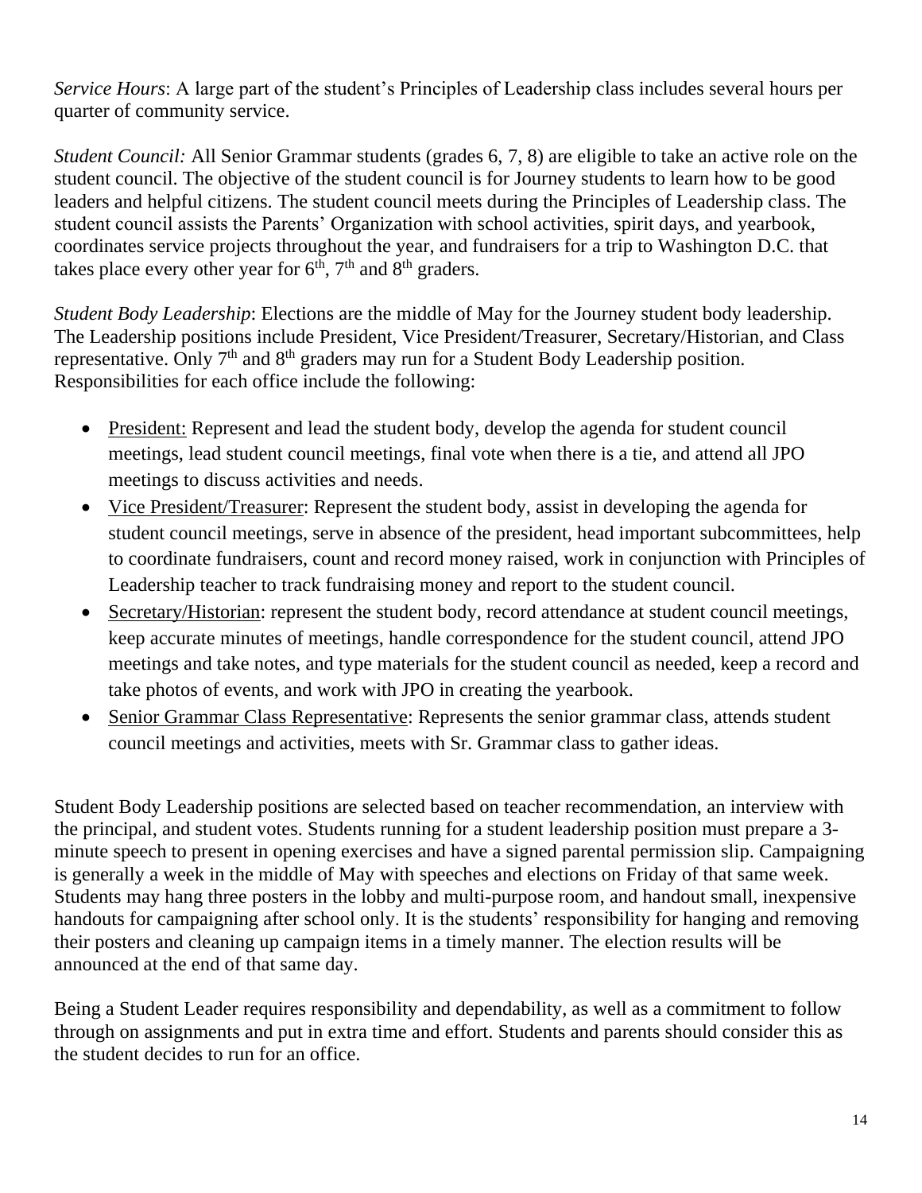*Service Hours*: A large part of the student's Principles of Leadership class includes several hours per quarter of community service.

*Student Council:* All Senior Grammar students (grades 6, 7, 8) are eligible to take an active role on the student council. The objective of the student council is for Journey students to learn how to be good leaders and helpful citizens. The student council meets during the Principles of Leadership class. The student council assists the Parents' Organization with school activities, spirit days, and yearbook, coordinates service projects throughout the year, and fundraisers for a trip to Washington D.C. that takes place every other year for 6th, 7th and 8th graders.

*Student Body Leadership*: Elections are the middle of May for the Journey student body leadership. The Leadership positions include President, Vice President/Treasurer, Secretary/Historian, and Class representative. Only 7th and 8th graders may run for a Student Body Leadership position. Responsibilities for each office include the following:

- President: Represent and lead the student body, develop the agenda for student council meetings, lead student council meetings, final vote when there is a tie, and attend all JPO meetings to discuss activities and needs.
- Vice President/Treasurer: Represent the student body, assist in developing the agenda for student council meetings, serve in absence of the president, head important subcommittees, help to coordinate fundraisers, count and record money raised, work in conjunction with Principles of Leadership teacher to track fundraising money and report to the student council.
- Secretary/Historian: represent the student body, record attendance at student council meetings, keep accurate minutes of meetings, handle correspondence for the student council, attend JPO meetings and take notes, and type materials for the student council as needed, keep a record and take photos of events, and work with JPO in creating the yearbook.
- Senior Grammar Class Representative: Represents the senior grammar class, attends student council meetings and activities, meets with Sr. Grammar class to gather ideas.

Student Body Leadership positions are selected based on teacher recommendation, an interview with the principal, and student votes. Students running for a student leadership position must prepare a 3-minute speech to present in opening exercises and have a signed parental permission slip. Campaigning is generally a week in the middle of May with speeches and elections on Friday of that same week. Students may hang three posters in the lobby and multi-purpose room, and handout small, inexpensive handouts for campaigning after school only. It is the students' responsibility for hanging and removing their posters and cleaning up campaign items in a timely manner. The election results will be announced at the end of that same day.

Being a Student Leader requires responsibility and dependability, as well as a commitment to follow through on assignments and put in extra time and effort. Students and parents should consider this as the student decides to run for an office.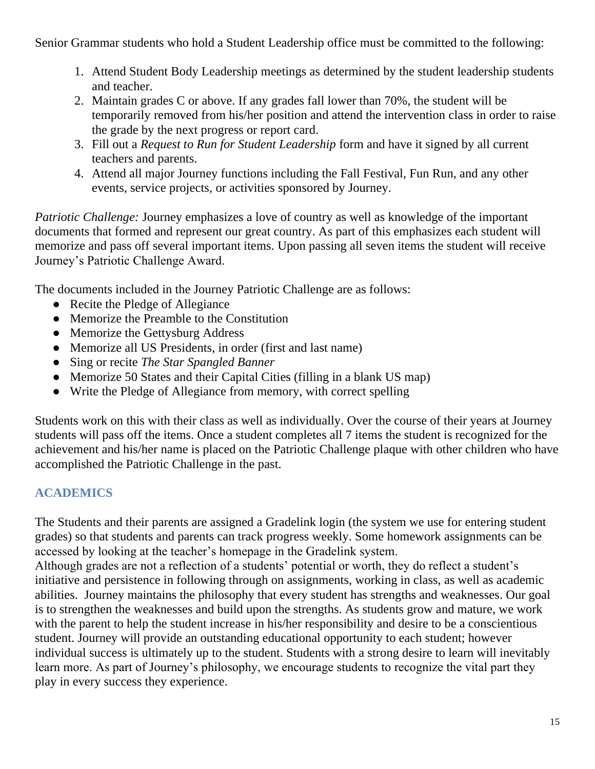Senior Grammar students who hold a Student Leadership office must be committed to the following:

1. Attend Student Body Leadership meetings as determined by the student leadership students and teacher.
2. Maintain grades C or above. If any grades fall lower than 70%, the student will be temporarily removed from his/her position and attend the intervention class in order to raise the grade by the next progress or report card.
3. Fill out a *Request to Run for Student Leadership* form and have it signed by all current teachers and parents.
4. Attend all major Journey functions including the Fall Festival, Fun Run, and any other events, service projects, or activities sponsored by Journey.

*Patriotic Challenge:* Journey emphasizes a love of country as well as knowledge of the important documents that formed and represent our great country. As part of this emphasizes each student will memorize and pass off several important items. Upon passing all seven items the student will receive Journey's Patriotic Challenge Award.

The documents included in the Journey Patriotic Challenge are as follows:

- Recite the Pledge of Allegiance
- Memorize the Preamble to the Constitution
- Memorize the Gettysburg Address
- Memorize all US Presidents, in order (first and last name)
- Sing or recite *The Star Spangled Banner*
- Memorize 50 States and their Capital Cities (filling in a blank US map)
- Write the Pledge of Allegiance from memory, with correct spelling

Students work on this with their class as well as individually. Over the course of their years at Journey students will pass off the items. Once a student completes all 7 items the student is recognized for the achievement and his/her name is placed on the Patriotic Challenge plaque with other children who have accomplished the Patriotic Challenge in the past.

## ACADEMICS

The Students and their parents are assigned a Gradelink login (the system we use for entering student grades) so that students and parents can track progress weekly. Some homework assignments can be accessed by looking at the teacher's homepage in the Gradelink system.

Although grades are not a reflection of a students' potential or worth, they do reflect a student's initiative and persistence in following through on assignments, working in class, as well as academic abilities. Journey maintains the philosophy that every student has strengths and weaknesses. Our goal is to strengthen the weaknesses and build upon the strengths. As students grow and mature, we work with the parent to help the student increase in his/her responsibility and desire to be a conscientious student. Journey will provide an outstanding educational opportunity to each student; however individual success is ultimately up to the student. Students with a strong desire to learn will inevitably learn more. As part of Journey's philosophy, we encourage students to recognize the vital part they play in every success they experience.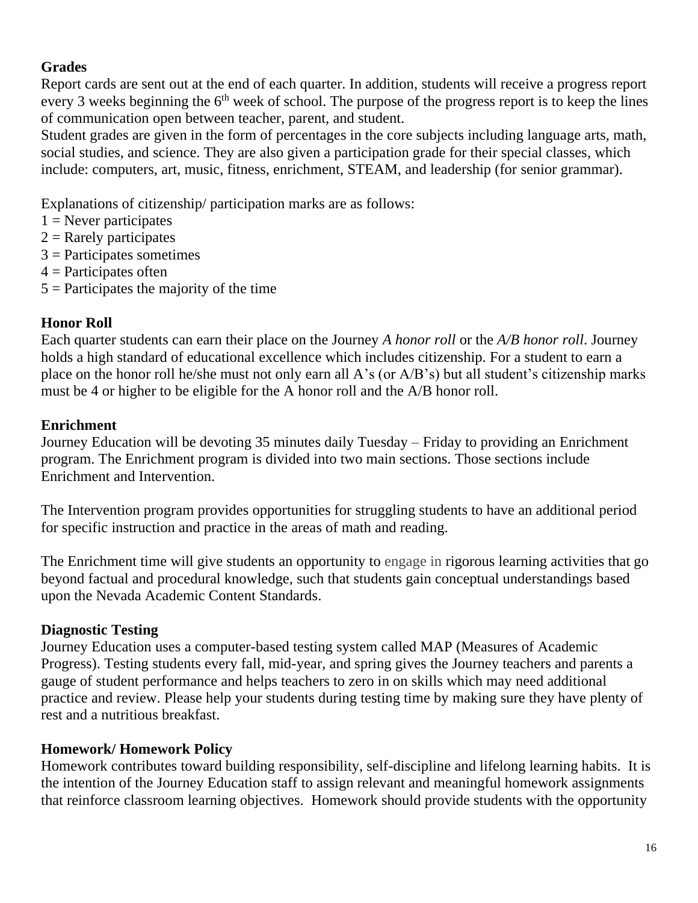**Grades**

Report cards are sent out at the end of each quarter. In addition, students will receive a progress report every 3 weeks beginning the 6th week of school. The purpose of the progress report is to keep the lines of communication open between teacher, parent, and student.

Student grades are given in the form of percentages in the core subjects including language arts, math, social studies, and science. They are also given a participation grade for their special classes, which include: computers, art, music, fitness, enrichment, STEAM, and leadership (for senior grammar).

Explanations of citizenship/ participation marks are as follows:

1 = Never participates
2 = Rarely participates
3 = Participates sometimes
4 = Participates often
5 = Participates the majority of the time

**Honor Roll**

Each quarter students can earn their place on the Journey *A honor roll* or the *A/B honor roll*. Journey holds a high standard of educational excellence which includes citizenship. For a student to earn a place on the honor roll he/she must not only earn all A's (or A/B's) but all student's citizenship marks must be 4 or higher to be eligible for the A honor roll and the A/B honor roll.

**Enrichment**

Journey Education will be devoting 35 minutes daily Tuesday – Friday to providing an Enrichment program. The Enrichment program is divided into two main sections. Those sections include Enrichment and Intervention.

The Intervention program provides opportunities for struggling students to have an additional period for specific instruction and practice in the areas of math and reading.

The Enrichment time will give students an opportunity to engage in rigorous learning activities that go beyond factual and procedural knowledge, such that students gain conceptual understandings based upon the Nevada Academic Content Standards.

**Diagnostic Testing**

Journey Education uses a computer-based testing system called MAP (Measures of Academic Progress). Testing students every fall, mid-year, and spring gives the Journey teachers and parents a gauge of student performance and helps teachers to zero in on skills which may need additional practice and review. Please help your students during testing time by making sure they have plenty of rest and a nutritious breakfast.

**Homework/ Homework Policy**

Homework contributes toward building responsibility, self-discipline and lifelong learning habits. It is the intention of the Journey Education staff to assign relevant and meaningful homework assignments that reinforce classroom learning objectives. Homework should provide students with the opportunity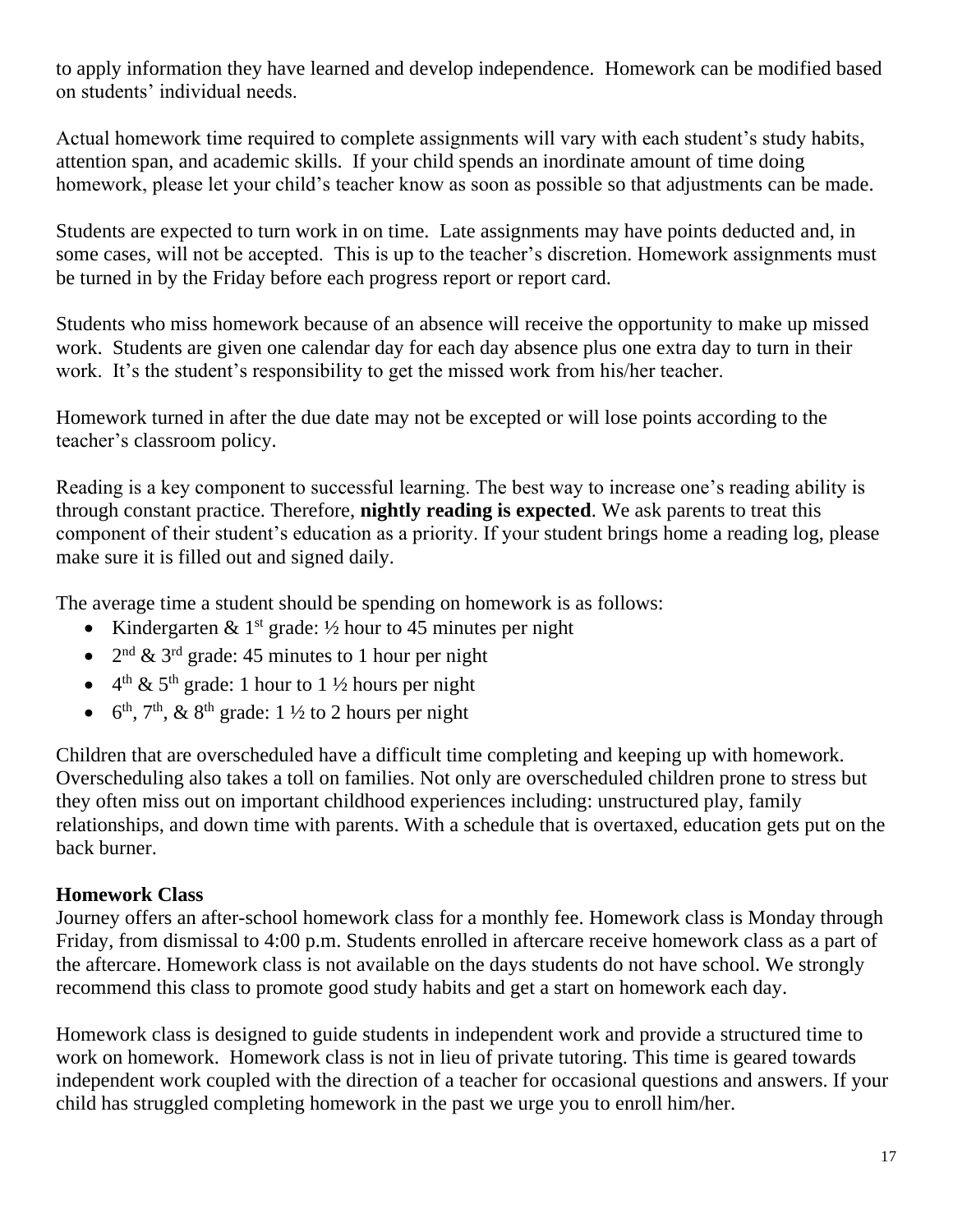to apply information they have learned and develop independence. Homework can be modified based on students' individual needs.

Actual homework time required to complete assignments will vary with each student's study habits, attention span, and academic skills. If your child spends an inordinate amount of time doing homework, please let your child's teacher know as soon as possible so that adjustments can be made.

Students are expected to turn work in on time. Late assignments may have points deducted and, in some cases, will not be accepted. This is up to the teacher's discretion. Homework assignments must be turned in by the Friday before each progress report or report card.

Students who miss homework because of an absence will receive the opportunity to make up missed work. Students are given one calendar day for each day absence plus one extra day to turn in their work. It's the student's responsibility to get the missed work from his/her teacher.

Homework turned in after the due date may not be excepted or will lose points according to the teacher's classroom policy.

Reading is a key component to successful learning. The best way to increase one's reading ability is through constant practice. Therefore, **nightly reading is expected**. We ask parents to treat this component of their student's education as a priority. If your student brings home a reading log, please make sure it is filled out and signed daily.

The average time a student should be spending on homework is as follows:

- Kindergarten & 1st grade: ½ hour to 45 minutes per night
- 2nd & 3rd grade: 45 minutes to 1 hour per night
- 4th & 5th grade: 1 hour to 1 ½ hours per night
- 6th, 7th, & 8th grade: 1 ½ to 2 hours per night

Children that are overscheduled have a difficult time completing and keeping up with homework. Overscheduling also takes a toll on families. Not only are overscheduled children prone to stress but they often miss out on important childhood experiences including: unstructured play, family relationships, and down time with parents. With a schedule that is overtaxed, education gets put on the back burner.

### Homework Class

Journey offers an after-school homework class for a monthly fee. Homework class is Monday through Friday, from dismissal to 4:00 p.m. Students enrolled in aftercare receive homework class as a part of the aftercare. Homework class is not available on the days students do not have school. We strongly recommend this class to promote good study habits and get a start on homework each day.

Homework class is designed to guide students in independent work and provide a structured time to work on homework. Homework class is not in lieu of private tutoring. This time is geared towards independent work coupled with the direction of a teacher for occasional questions and answers. If your child has struggled completing homework in the past we urge you to enroll him/her.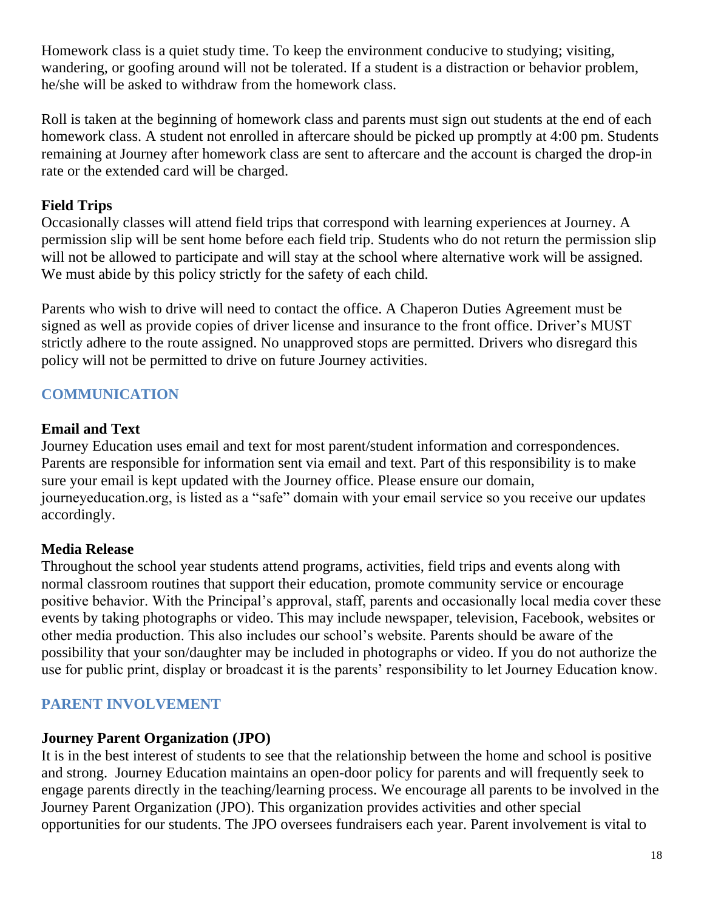Homework class is a quiet study time. To keep the environment conducive to studying; visiting, wandering, or goofing around will not be tolerated. If a student is a distraction or behavior problem, he/she will be asked to withdraw from the homework class.

Roll is taken at the beginning of homework class and parents must sign out students at the end of each homework class. A student not enrolled in aftercare should be picked up promptly at 4:00 pm. Students remaining at Journey after homework class are sent to aftercare and the account is charged the drop-in rate or the extended card will be charged.

### Field Trips

Occasionally classes will attend field trips that correspond with learning experiences at Journey. A permission slip will be sent home before each field trip. Students who do not return the permission slip will not be allowed to participate and will stay at the school where alternative work will be assigned. We must abide by this policy strictly for the safety of each child.

Parents who wish to drive will need to contact the office. A Chaperon Duties Agreement must be signed as well as provide copies of driver license and insurance to the front office. Driver's MUST strictly adhere to the route assigned. No unapproved stops are permitted. Drivers who disregard this policy will not be permitted to drive on future Journey activities.

## COMMUNICATION

### Email and Text

Journey Education uses email and text for most parent/student information and correspondences. Parents are responsible for information sent via email and text. Part of this responsibility is to make sure your email is kept updated with the Journey office. Please ensure our domain, journeyeducation.org, is listed as a "safe" domain with your email service so you receive our updates accordingly.

### Media Release

Throughout the school year students attend programs, activities, field trips and events along with normal classroom routines that support their education, promote community service or encourage positive behavior. With the Principal's approval, staff, parents and occasionally local media cover these events by taking photographs or video. This may include newspaper, television, Facebook, websites or other media production. This also includes our school's website. Parents should be aware of the possibility that your son/daughter may be included in photographs or video. If you do not authorize the use for public print, display or broadcast it is the parents' responsibility to let Journey Education know.

## PARENT INVOLVEMENT

### Journey Parent Organization (JPO)

It is in the best interest of students to see that the relationship between the home and school is positive and strong. Journey Education maintains an open-door policy for parents and will frequently seek to engage parents directly in the teaching/learning process. We encourage all parents to be involved in the Journey Parent Organization (JPO). This organization provides activities and other special opportunities for our students. The JPO oversees fundraisers each year. Parent involvement is vital to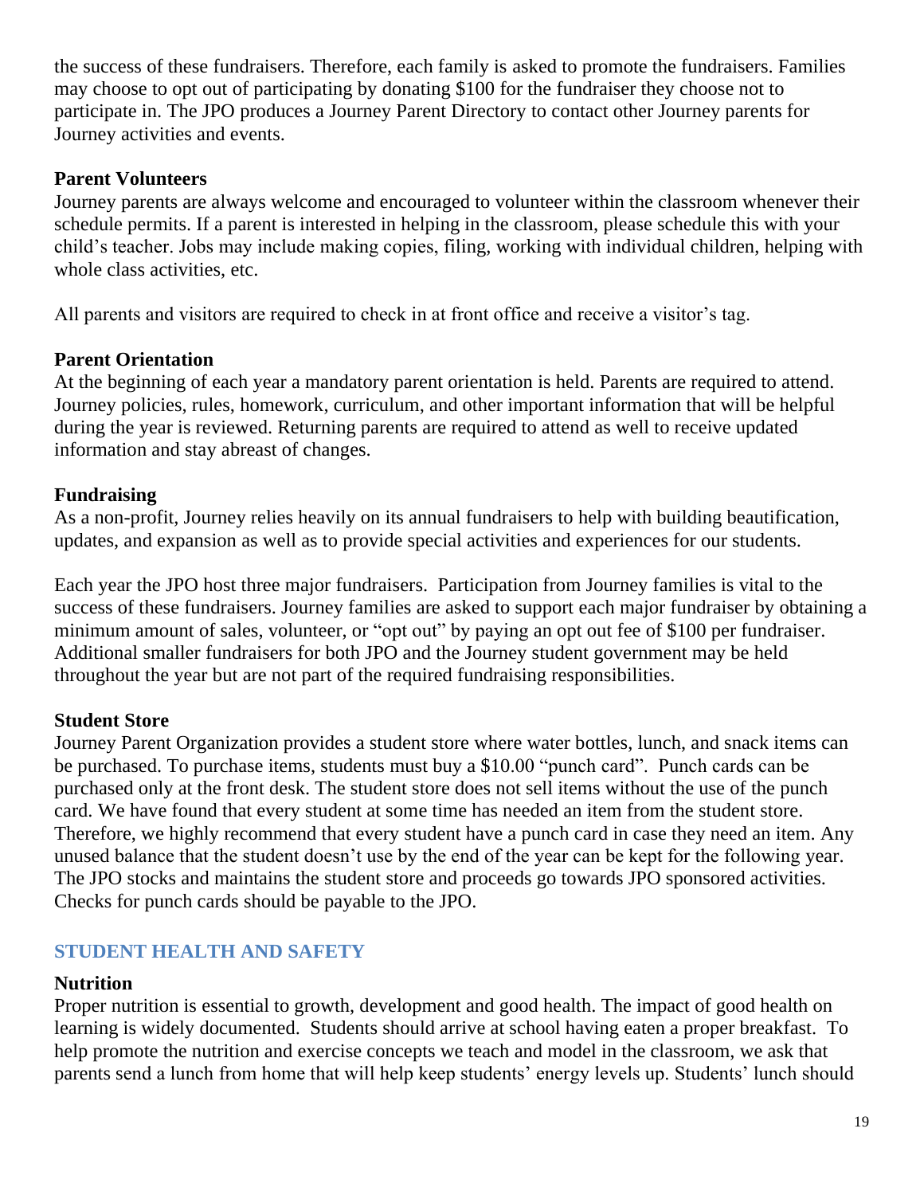the success of these fundraisers. Therefore, each family is asked to promote the fundraisers. Families may choose to opt out of participating by donating $100 for the fundraiser they choose not to participate in. The JPO produces a Journey Parent Directory to contact other Journey parents for Journey activities and events.

**Parent Volunteers**

Journey parents are always welcome and encouraged to volunteer within the classroom whenever their schedule permits. If a parent is interested in helping in the classroom, please schedule this with your child's teacher. Jobs may include making copies, filing, working with individual children, helping with whole class activities, etc.

All parents and visitors are required to check in at front office and receive a visitor's tag.

**Parent Orientation**

At the beginning of each year a mandatory parent orientation is held. Parents are required to attend. Journey policies, rules, homework, curriculum, and other important information that will be helpful during the year is reviewed. Returning parents are required to attend as well to receive updated information and stay abreast of changes.

**Fundraising**

As a non-profit, Journey relies heavily on its annual fundraisers to help with building beautification, updates, and expansion as well as to provide special activities and experiences for our students.

Each year the JPO host three major fundraisers. Participation from Journey families is vital to the success of these fundraisers. Journey families are asked to support each major fundraiser by obtaining a minimum amount of sales, volunteer, or "opt out" by paying an opt out fee of $100 per fundraiser. Additional smaller fundraisers for both JPO and the Journey student government may be held throughout the year but are not part of the required fundraising responsibilities.

**Student Store**

Journey Parent Organization provides a student store where water bottles, lunch, and snack items can be purchased. To purchase items, students must buy a $10.00 "punch card". Punch cards can be purchased only at the front desk. The student store does not sell items without the use of the punch card. We have found that every student at some time has needed an item from the student store. Therefore, we highly recommend that every student have a punch card in case they need an item. Any unused balance that the student doesn't use by the end of the year can be kept for the following year. The JPO stocks and maintains the student store and proceeds go towards JPO sponsored activities. Checks for punch cards should be payable to the JPO.

## STUDENT HEALTH AND SAFETY

**Nutrition**

Proper nutrition is essential to growth, development and good health. The impact of good health on learning is widely documented. Students should arrive at school having eaten a proper breakfast. To help promote the nutrition and exercise concepts we teach and model in the classroom, we ask that parents send a lunch from home that will help keep students' energy levels up. Students' lunch should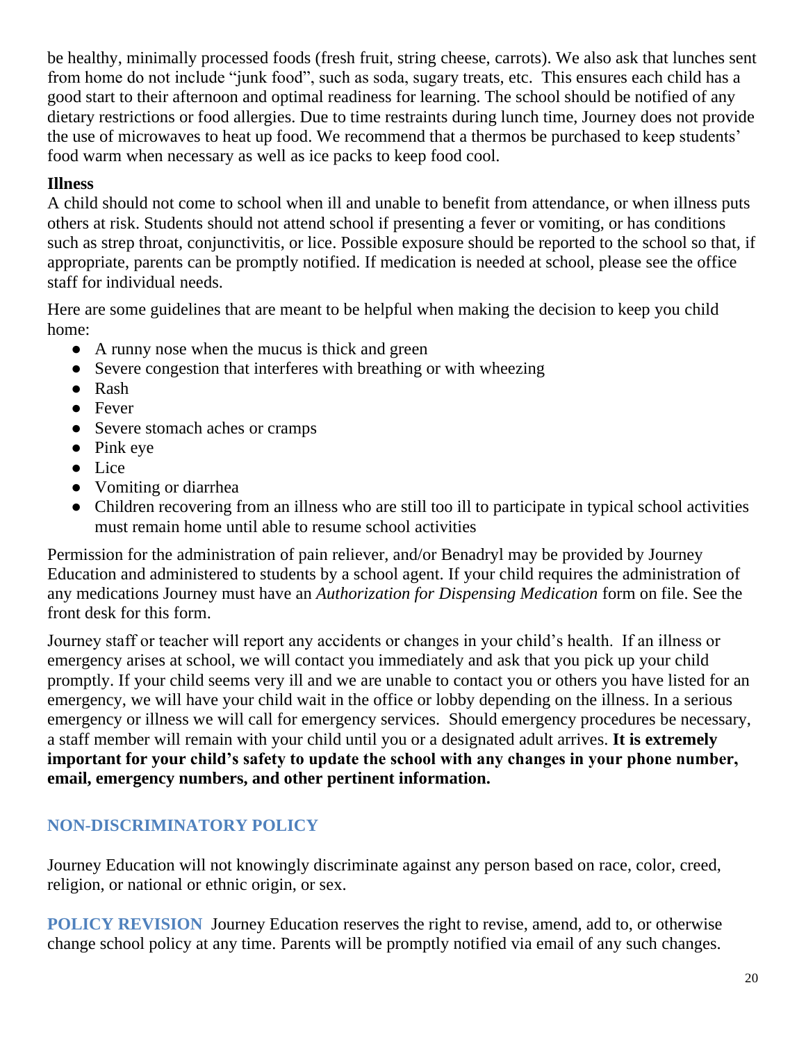be healthy, minimally processed foods (fresh fruit, string cheese, carrots). We also ask that lunches sent from home do not include "junk food", such as soda, sugary treats, etc.  This ensures each child has a good start to their afternoon and optimal readiness for learning. The school should be notified of any dietary restrictions or food allergies. Due to time restraints during lunch time, Journey does not provide the use of microwaves to heat up food. We recommend that a thermos be purchased to keep students' food warm when necessary as well as ice packs to keep food cool.

**Illness**

A child should not come to school when ill and unable to benefit from attendance, or when illness puts others at risk. Students should not attend school if presenting a fever or vomiting, or has conditions such as strep throat, conjunctivitis, or lice. Possible exposure should be reported to the school so that, if appropriate, parents can be promptly notified. If medication is needed at school, please see the office staff for individual needs.

Here are some guidelines that are meant to be helpful when making the decision to keep you child home:

- A runny nose when the mucus is thick and green
- Severe congestion that interferes with breathing or with wheezing
- Rash
- Fever
- Severe stomach aches or cramps
- Pink eye
- Lice
- Vomiting or diarrhea
- Children recovering from an illness who are still too ill to participate in typical school activities must remain home until able to resume school activities

Permission for the administration of pain reliever, and/or Benadryl may be provided by Journey Education and administered to students by a school agent. If your child requires the administration of any medications Journey must have an *Authorization for Dispensing Medication* form on file. See the front desk for this form.

Journey staff or teacher will report any accidents or changes in your child's health.  If an illness or emergency arises at school, we will contact you immediately and ask that you pick up your child promptly. If your child seems very ill and we are unable to contact you or others you have listed for an emergency, we will have your child wait in the office or lobby depending on the illness. In a serious emergency or illness we will call for emergency services.  Should emergency procedures be necessary, a staff member will remain with your child until you or a designated adult arrives. **It is extremely important for your child's safety to update the school with any changes in your phone number, email, emergency numbers, and other pertinent information.**

## NON-DISCRIMINATORY POLICY

Journey Education will not knowingly discriminate against any person based on race, color, creed, religion, or national or ethnic origin, or sex.

**POLICY REVISION** Journey Education reserves the right to revise, amend, add to, or otherwise change school policy at any time. Parents will be promptly notified via email of any such changes.